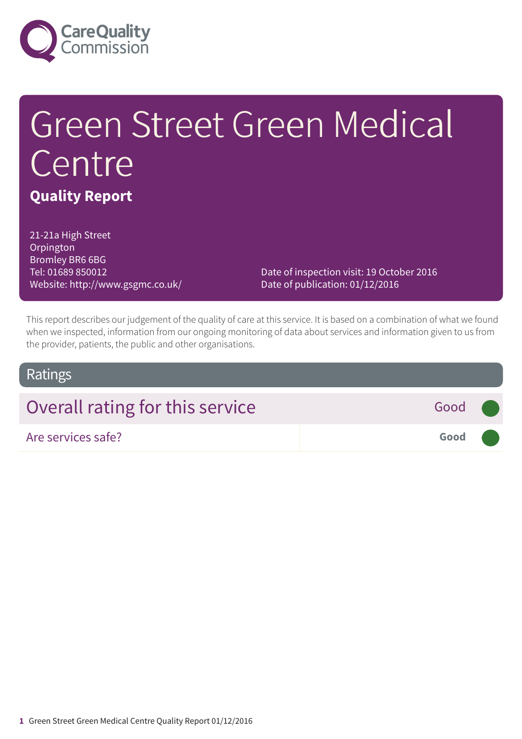Care Quality Commission

# Green Street Green Medical Centre

## Quality Report

21-21a High Street
Orpington
Bromley BR6 6BG
Tel: 01689 850012
Website: http://www.gsgmc.co.uk/

Date of inspection visit: 19 October 2016
Date of publication: 01/12/2016

This report describes our judgement of the quality of care at this service. It is based on a combination of what we found when we inspected, information from our ongoing monitoring of data about services and information given to us from the provider, patients, the public and other organisations.

## Ratings

| Overall rating for this service | Good |
|---|---|
| Are services safe? | **Good** |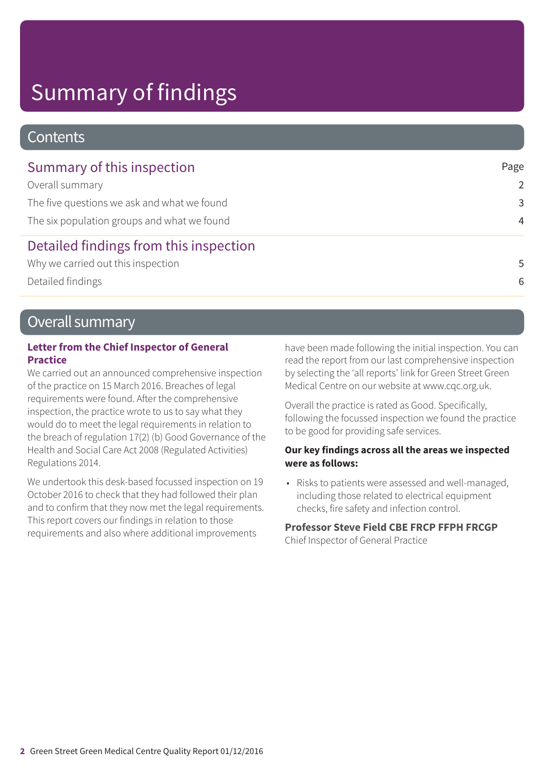# Summary of findings

## Contents

| Summary of this inspection | Page |
|---|---|
| Overall summary | 2 |
| The five questions we ask and what we found | 3 |
| The six population groups and what we found | 4 |
| **Detailed findings from this inspection** | |
| Why we carried out this inspection | 5 |
| Detailed findings | 6 |

## Overall summary

**Letter from the Chief Inspector of General Practice**

We carried out an announced comprehensive inspection of the practice on 15 March 2016. Breaches of legal requirements were found. After the comprehensive inspection, the practice wrote to us to say what they would do to meet the legal requirements in relation to the breach of regulation 17(2) (b) Good Governance of the Health and Social Care Act 2008 (Regulated Activities) Regulations 2014.

We undertook this desk-based focussed inspection on 19 October 2016 to check that they had followed their plan and to confirm that they now met the legal requirements. This report covers our findings in relation to those requirements and also where additional improvements have been made following the initial inspection. You can read the report from our last comprehensive inspection by selecting the 'all reports' link for Green Street Green Medical Centre on our website at www.cqc.org.uk.

Overall the practice is rated as Good. Specifically, following the focussed inspection we found the practice to be good for providing safe services.

**Our key findings across all the areas we inspected were as follows:**

- Risks to patients were assessed and well-managed, including those related to electrical equipment checks, fire safety and infection control.

**Professor Steve Field CBE FRCP FFPH FRCGP**
Chief Inspector of General Practice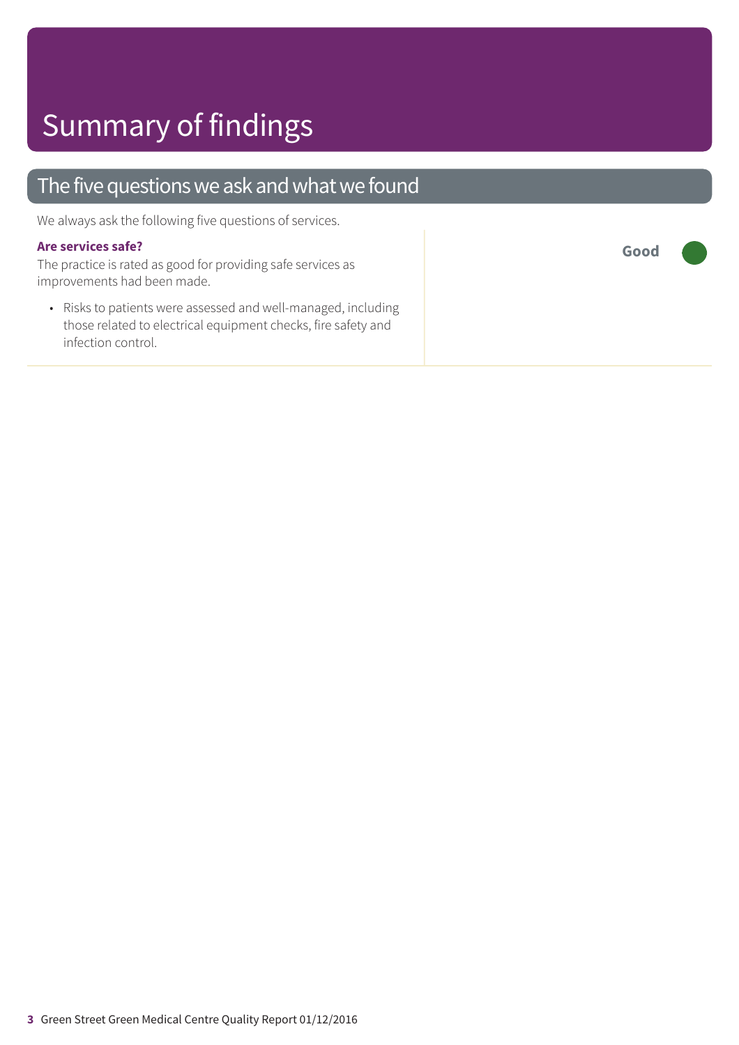# Summary of findings

## The five questions we ask and what we found

We always ask the following five questions of services.

**Are services safe?**

**Good**

The practice is rated as good for providing safe services as improvements had been made.

- Risks to patients were assessed and well-managed, including those related to electrical equipment checks, fire safety and infection control.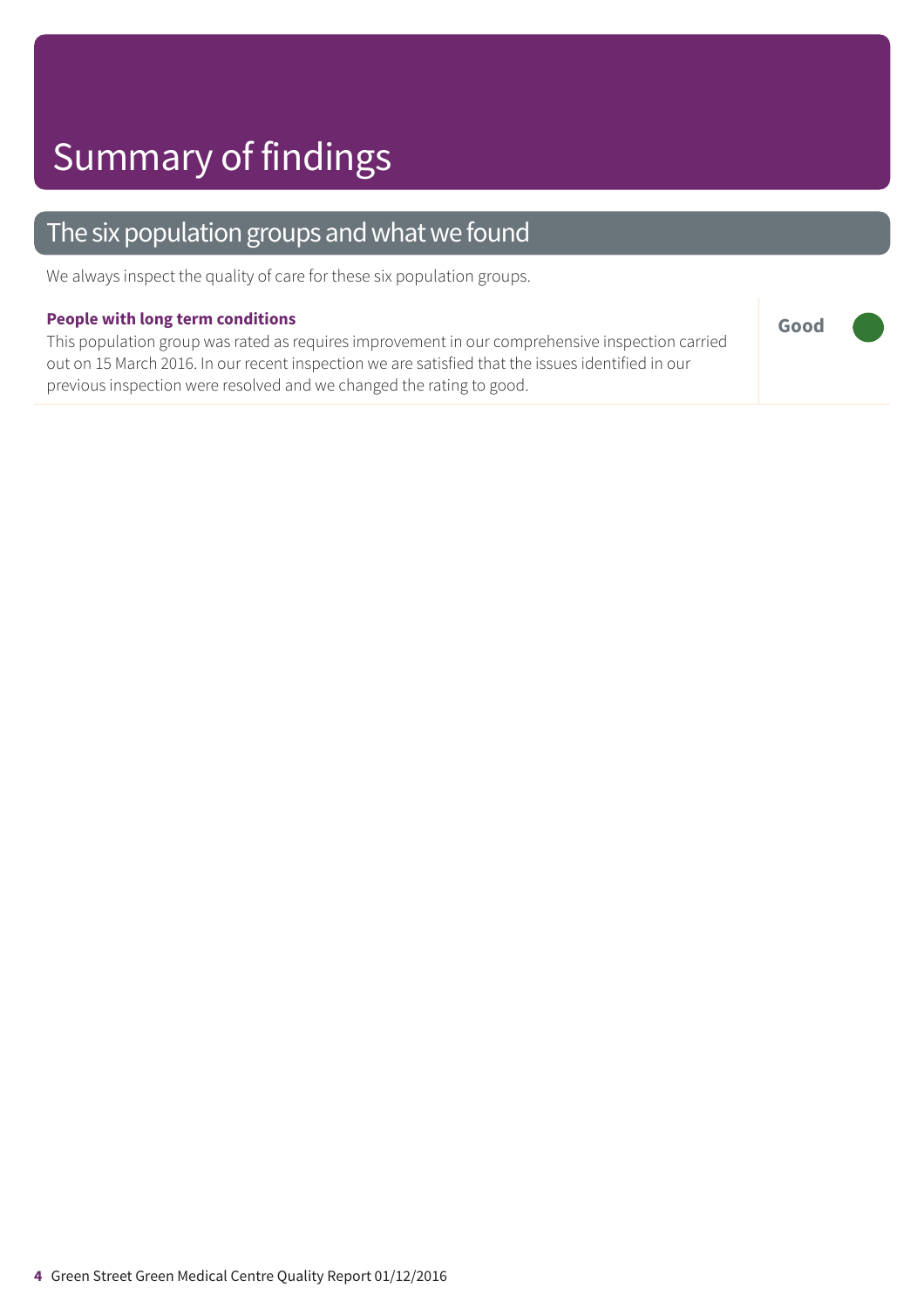# Summary of findings

## The six population groups and what we found

We always inspect the quality of care for these six population groups.

**People with long term conditions**

**Good**

This population group was rated as requires improvement in our comprehensive inspection carried out on 15 March 2016. In our recent inspection we are satisfied that the issues identified in our previous inspection were resolved and we changed the rating to good.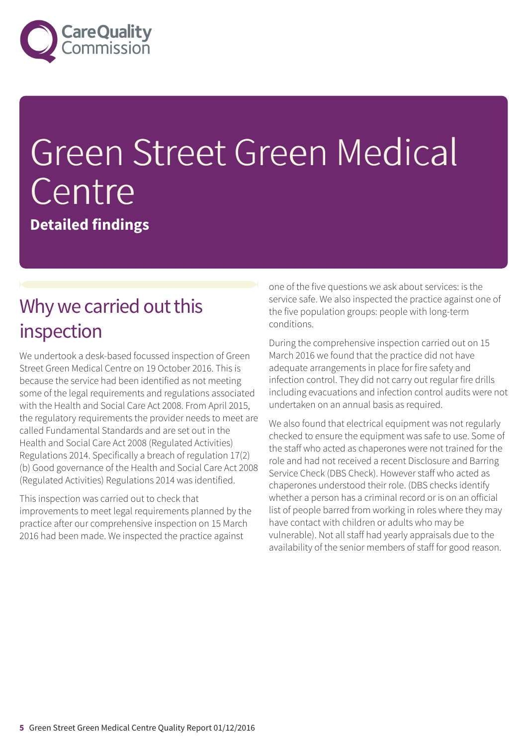# Green Street Green Medical Centre

**Detailed findings**

## Why we carried out this inspection

We undertook a desk-based focussed inspection of Green Street Green Medical Centre on 19 October 2016. This is because the service had been identified as not meeting some of the legal requirements and regulations associated with the Health and Social Care Act 2008. From April 2015, the regulatory requirements the provider needs to meet are called Fundamental Standards and are set out in the Health and Social Care Act 2008 (Regulated Activities) Regulations 2014. Specifically a breach of regulation 17(2)(b) Good governance of the Health and Social Care Act 2008 (Regulated Activities) Regulations 2014 was identified.

This inspection was carried out to check that improvements to meet legal requirements planned by the practice after our comprehensive inspection on 15 March 2016 had been made. We inspected the practice against one of the five questions we ask about services: is the service safe. We also inspected the practice against one of the five population groups: people with long-term conditions.

During the comprehensive inspection carried out on 15 March 2016 we found that the practice did not have adequate arrangements in place for fire safety and infection control. They did not carry out regular fire drills including evacuations and infection control audits were not undertaken on an annual basis as required.

We also found that electrical equipment was not regularly checked to ensure the equipment was safe to use. Some of the staff who acted as chaperones were not trained for the role and had not received a recent Disclosure and Barring Service Check (DBS Check). However staff who acted as chaperones understood their role. (DBS checks identify whether a person has a criminal record or is on an official list of people barred from working in roles where they may have contact with children or adults who may be vulnerable). Not all staff had yearly appraisals due to the availability of the senior members of staff for good reason.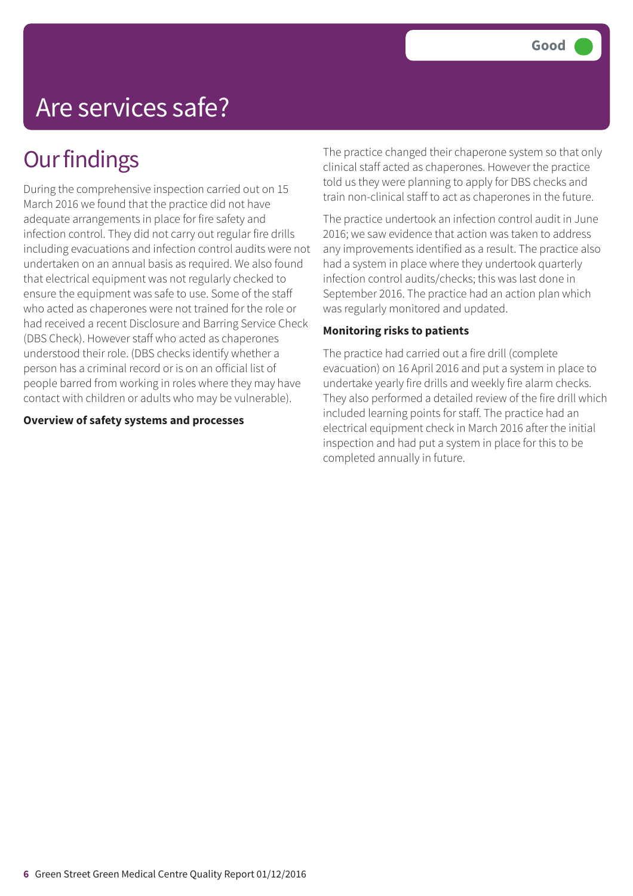Good

# Are services safe?

## Our findings

During the comprehensive inspection carried out on 15 March 2016 we found that the practice did not have adequate arrangements in place for fire safety and infection control. They did not carry out regular fire drills including evacuations and infection control audits were not undertaken on an annual basis as required. We also found that electrical equipment was not regularly checked to ensure the equipment was safe to use. Some of the staff who acted as chaperones were not trained for the role or had received a recent Disclosure and Barring Service Check (DBS Check). However staff who acted as chaperones understood their role. (DBS checks identify whether a person has a criminal record or is on an official list of people barred from working in roles where they may have contact with children or adults who may be vulnerable).

**Overview of safety systems and processes**

The practice changed their chaperone system so that only clinical staff acted as chaperones. However the practice told us they were planning to apply for DBS checks and train non-clinical staff to act as chaperones in the future.

The practice undertook an infection control audit in June 2016; we saw evidence that action was taken to address any improvements identified as a result. The practice also had a system in place where they undertook quarterly infection control audits/checks; this was last done in September 2016. The practice had an action plan which was regularly monitored and updated.

**Monitoring risks to patients**

The practice had carried out a fire drill (complete evacuation) on 16 April 2016 and put a system in place to undertake yearly fire drills and weekly fire alarm checks. They also performed a detailed review of the fire drill which included learning points for staff. The practice had an electrical equipment check in March 2016 after the initial inspection and had put a system in place for this to be completed annually in future.